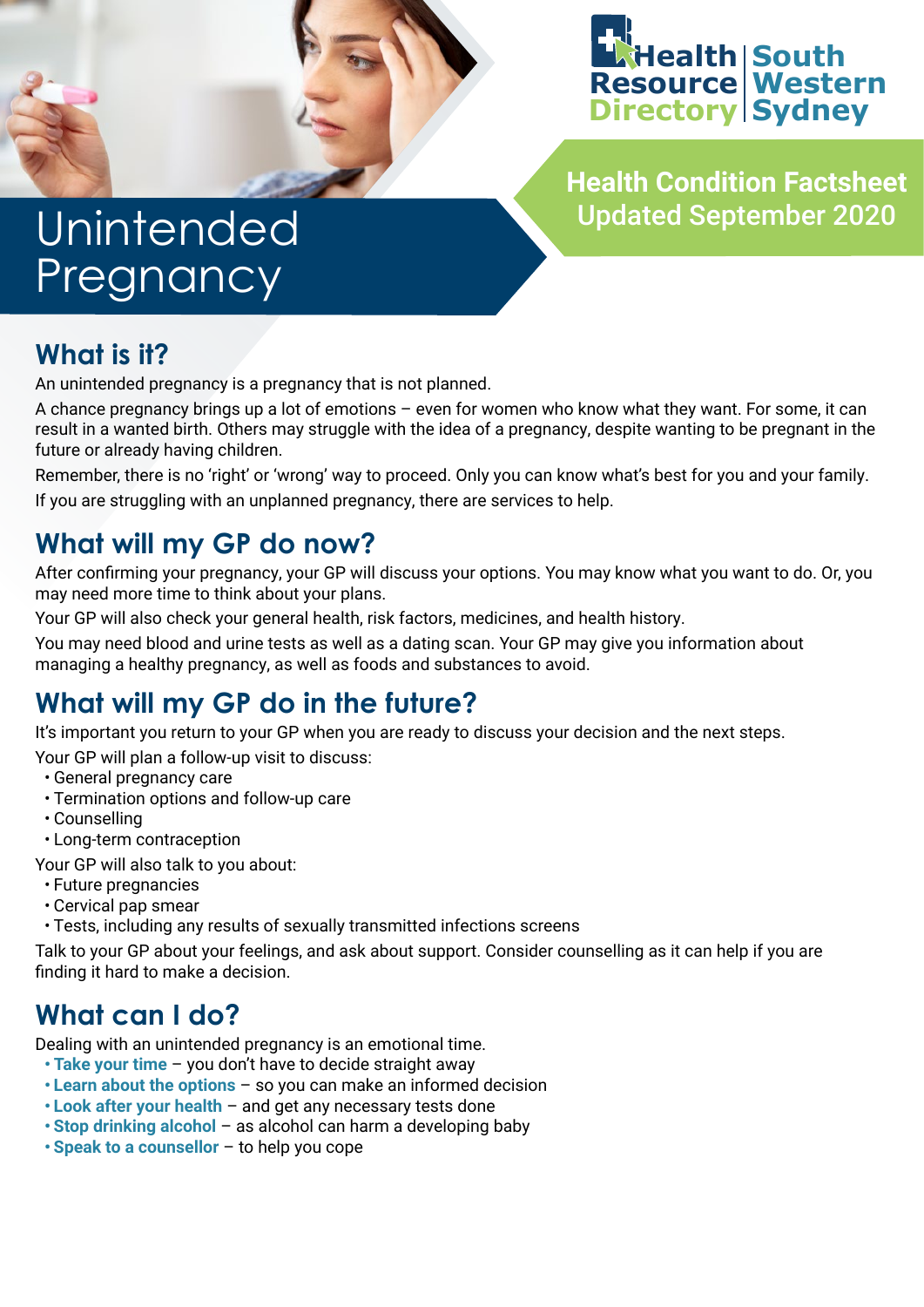Health Resource Directory | South Western Sydney

**Health Condition Factsheet**
**Updated September 2020**

# Unintended Pregnancy

## What is it?

An unintended pregnancy is a pregnancy that is not planned.

A chance pregnancy brings up a lot of emotions – even for women who know what they want. For some, it can result in a wanted birth. Others may struggle with the idea of a pregnancy, despite wanting to be pregnant in the future or already having children.

Remember, there is no 'right' or 'wrong' way to proceed. Only you can know what's best for you and your family.

If you are struggling with an unplanned pregnancy, there are services to help.

## What will my GP do now?

After confirming your pregnancy, your GP will discuss your options. You may know what you want to do. Or, you may need more time to think about your plans.

Your GP will also check your general health, risk factors, medicines, and health history.

You may need blood and urine tests as well as a dating scan. Your GP may give you information about managing a healthy pregnancy, as well as foods and substances to avoid.

## What will my GP do in the future?

It's important you return to your GP when you are ready to discuss your decision and the next steps.

Your GP will plan a follow-up visit to discuss:

- General pregnancy care
- Termination options and follow-up care
- Counselling
- Long-term contraception

Your GP will also talk to you about:

- Future pregnancies
- Cervical pap smear
- Tests, including any results of sexually transmitted infections screens

Talk to your GP about your feelings, and ask about support. Consider counselling as it can help if you are finding it hard to make a decision.

## What can I do?

Dealing with an unintended pregnancy is an emotional time.

- **Take your time** – you don't have to decide straight away
- **Learn about the options** – so you can make an informed decision
- **Look after your health** – and get any necessary tests done
- **Stop drinking alcohol** – as alcohol can harm a developing baby
- **Speak to a counsellor** – to help you cope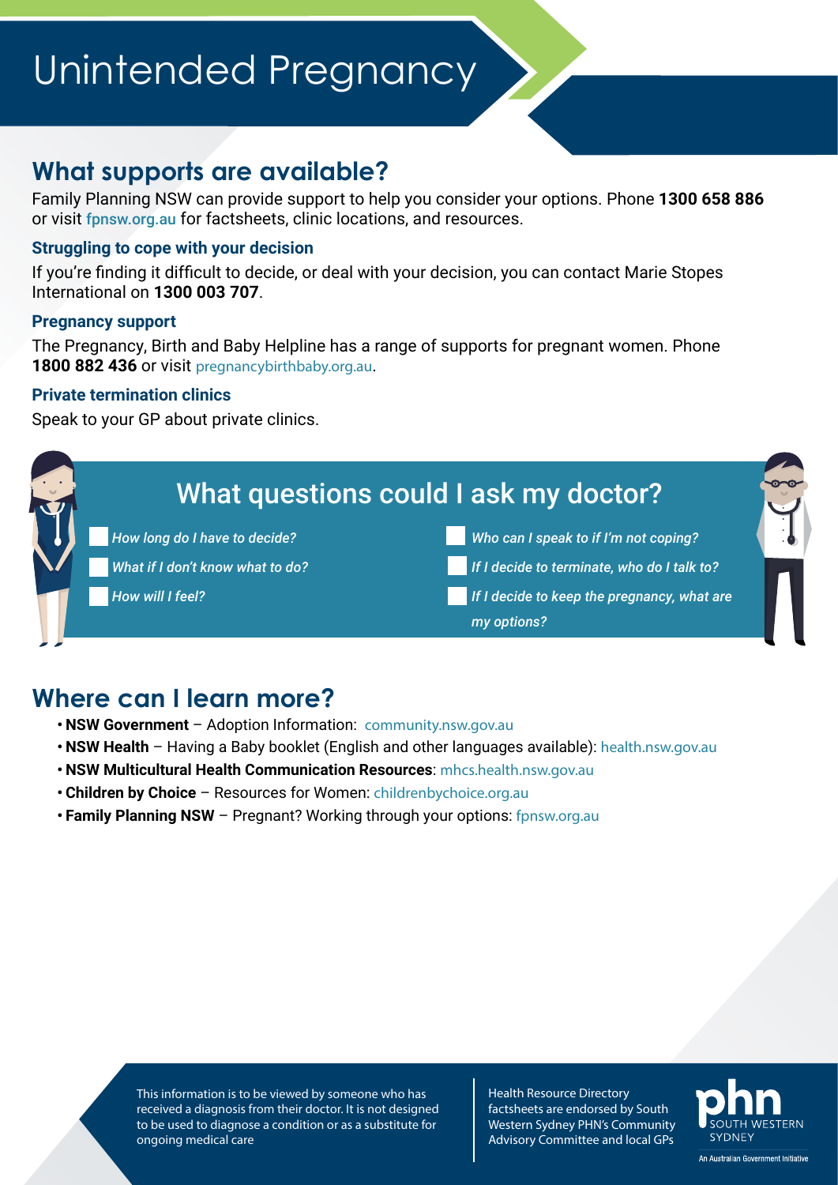# Unintended Pregnancy

## What supports are available?

Family Planning NSW can provide support to help you consider your options. Phone **1300 658 886** or visit fpnsw.org.au for factsheets, clinic locations, and resources.

### Struggling to cope with your decision

If you're finding it difficult to decide, or deal with your decision, you can contact Marie Stopes International on **1300 003 707**.

### Pregnancy support

The Pregnancy, Birth and Baby Helpline has a range of supports for pregnant women. Phone **1800 882 436** or visit pregnancybirthbaby.org.au.

### Private termination clinics

Speak to your GP about private clinics.

## What questions could I ask my doctor?

- *How long do I have to decide?*
- *What if I don't know what to do?*
- *How will I feel?*
- *Who can I speak to if I'm not coping?*
- *If I decide to terminate, who do I talk to?*
- *If I decide to keep the pregnancy, what are my options?*

## Where can I learn more?

- **NSW Government** – Adoption Information: community.nsw.gov.au
- **NSW Health** – Having a Baby booklet (English and other languages available): health.nsw.gov.au
- **NSW Multicultural Health Communication Resources**: mhcs.health.nsw.gov.au
- **Children by Choice** – Resources for Women: childrenbychoice.org.au
- **Family Planning NSW** – Pregnant? Working through your options: fpnsw.org.au

This information is to be viewed by someone who has received a diagnosis from their doctor. It is not designed to be used to diagnose a condition or as a substitute for ongoing medical care

Health Resource Directory factsheets are endorsed by South Western Sydney PHN's Community Advisory Committee and local GPs

phn SOUTH WESTERN SYDNEY

An Australian Government Initiative